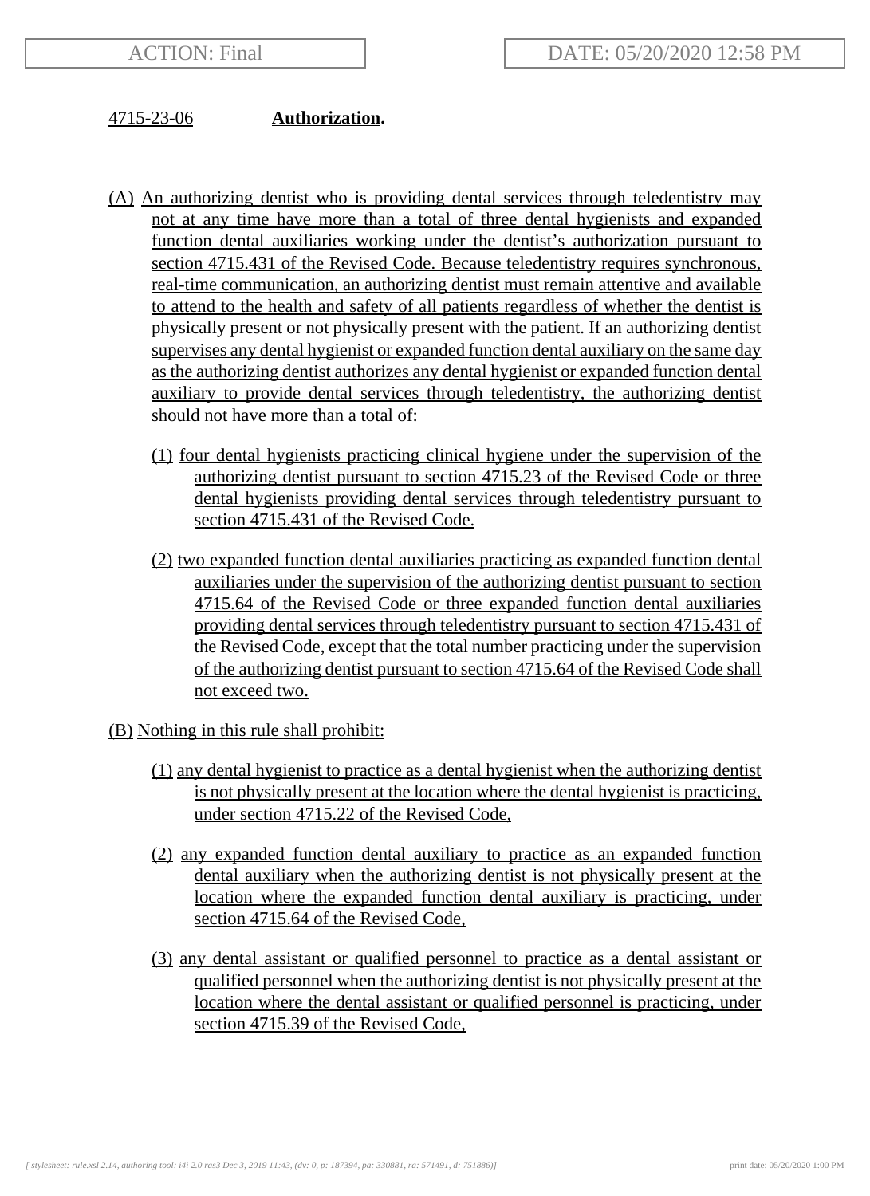ACTION: Final

DATE: 05/20/2020 12:58 PM

**4715-23-06 Authorization.**

(A) An authorizing dentist who is providing dental services through teledentistry may not at any time have more than a total of three dental hygienists and expanded function dental auxiliaries working under the dentist's authorization pursuant to section 4715.431 of the Revised Code. Because teledentistry requires synchronous, real-time communication, an authorizing dentist must remain attentive and available to attend to the health and safety of all patients regardless of whether the dentist is physically present or not physically present with the patient. If an authorizing dentist supervises any dental hygienist or expanded function dental auxiliary on the same day as the authorizing dentist authorizes any dental hygienist or expanded function dental auxiliary to provide dental services through teledentistry, the authorizing dentist should not have more than a total of:

(1) four dental hygienists practicing clinical hygiene under the supervision of the authorizing dentist pursuant to section 4715.23 of the Revised Code or three dental hygienists providing dental services through teledentistry pursuant to section 4715.431 of the Revised Code.

(2) two expanded function dental auxiliaries practicing as expanded function dental auxiliaries under the supervision of the authorizing dentist pursuant to section 4715.64 of the Revised Code or three expanded function dental auxiliaries providing dental services through teledentistry pursuant to section 4715.431 of the Revised Code, except that the total number practicing under the supervision of the authorizing dentist pursuant to section 4715.64 of the Revised Code shall not exceed two.

(B) Nothing in this rule shall prohibit:

(1) any dental hygienist to practice as a dental hygienist when the authorizing dentist is not physically present at the location where the dental hygienist is practicing, under section 4715.22 of the Revised Code,

(2) any expanded function dental auxiliary to practice as an expanded function dental auxiliary when the authorizing dentist is not physically present at the location where the expanded function dental auxiliary is practicing, under section 4715.64 of the Revised Code,

(3) any dental assistant or qualified personnel to practice as a dental assistant or qualified personnel when the authorizing dentist is not physically present at the location where the dental assistant or qualified personnel is practicing, under section 4715.39 of the Revised Code,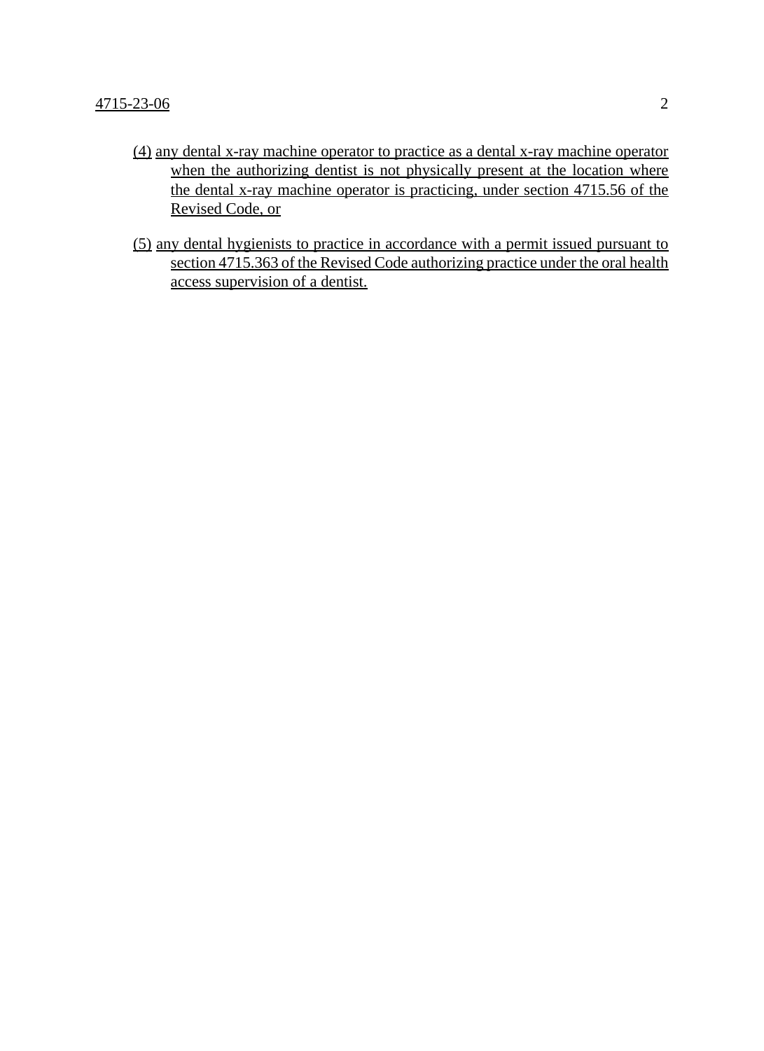(4) any dental x-ray machine operator to practice as a dental x-ray machine operator when the authorizing dentist is not physically present at the location where the dental x-ray machine operator is practicing, under section 4715.56 of the Revised Code, or

(5) any dental hygienists to practice in accordance with a permit issued pursuant to section 4715.363 of the Revised Code authorizing practice under the oral health access supervision of a dentist.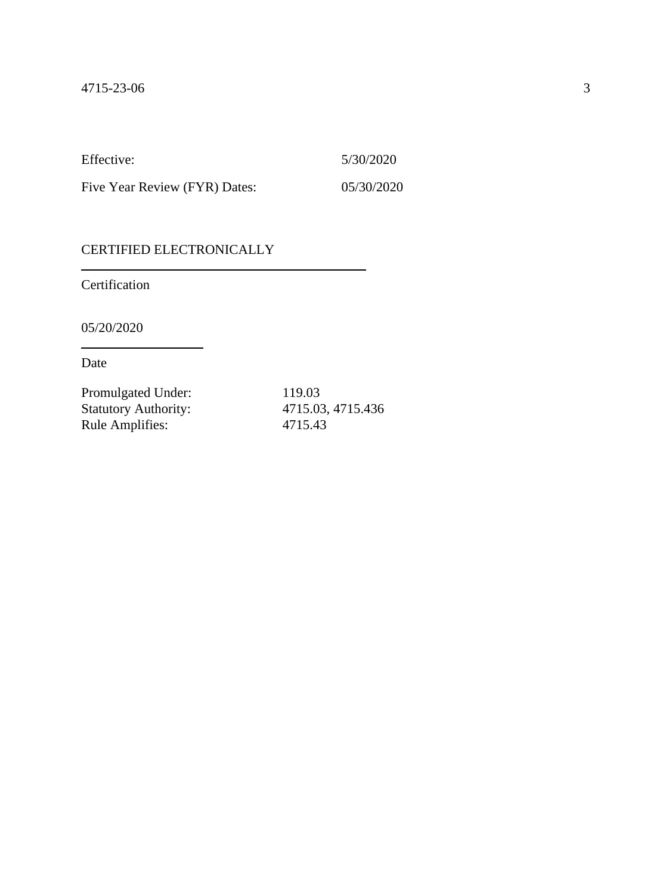| | |
|---|---|
| Effective: | 5/30/2020 |
| Five Year Review (FYR) Dates: | 05/30/2020 |

CERTIFIED ELECTRONICALLY

---

Certification

05/20/2020

---

Date

| | |
|---|---|
| Promulgated Under: | 119.03 |
| Statutory Authority: | 4715.03, 4715.436 |
| Rule Amplifies: | 4715.43 |